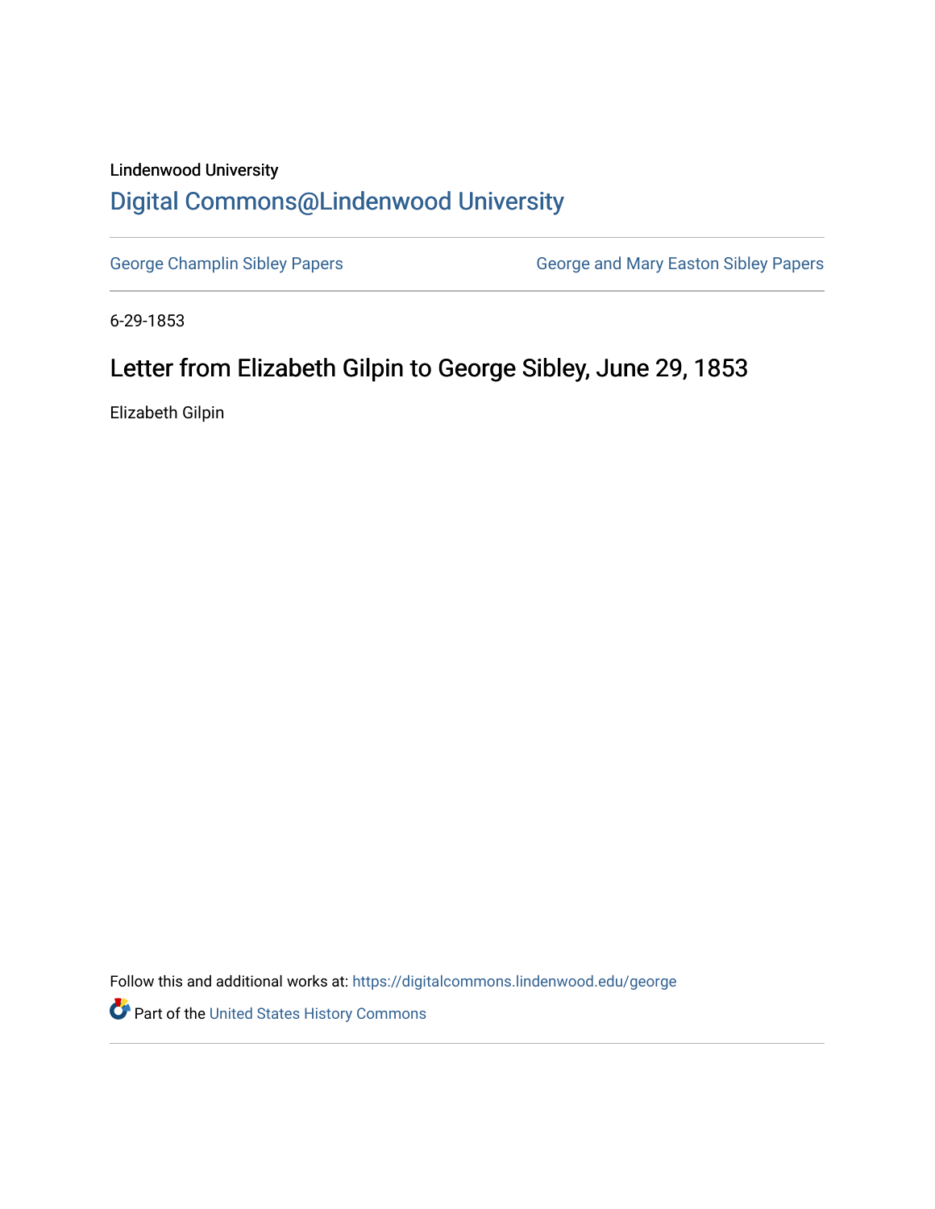Lindenwood University

# Digital Commons@Lindenwood University

George Champlin Sibley Papers

George and Mary Easton Sibley Papers

6-29-1853

## Letter from Elizabeth Gilpin to George Sibley, June 29, 1853

Elizabeth Gilpin

Follow this and additional works at: https://digitalcommons.lindenwood.edu/george

Part of the United States History Commons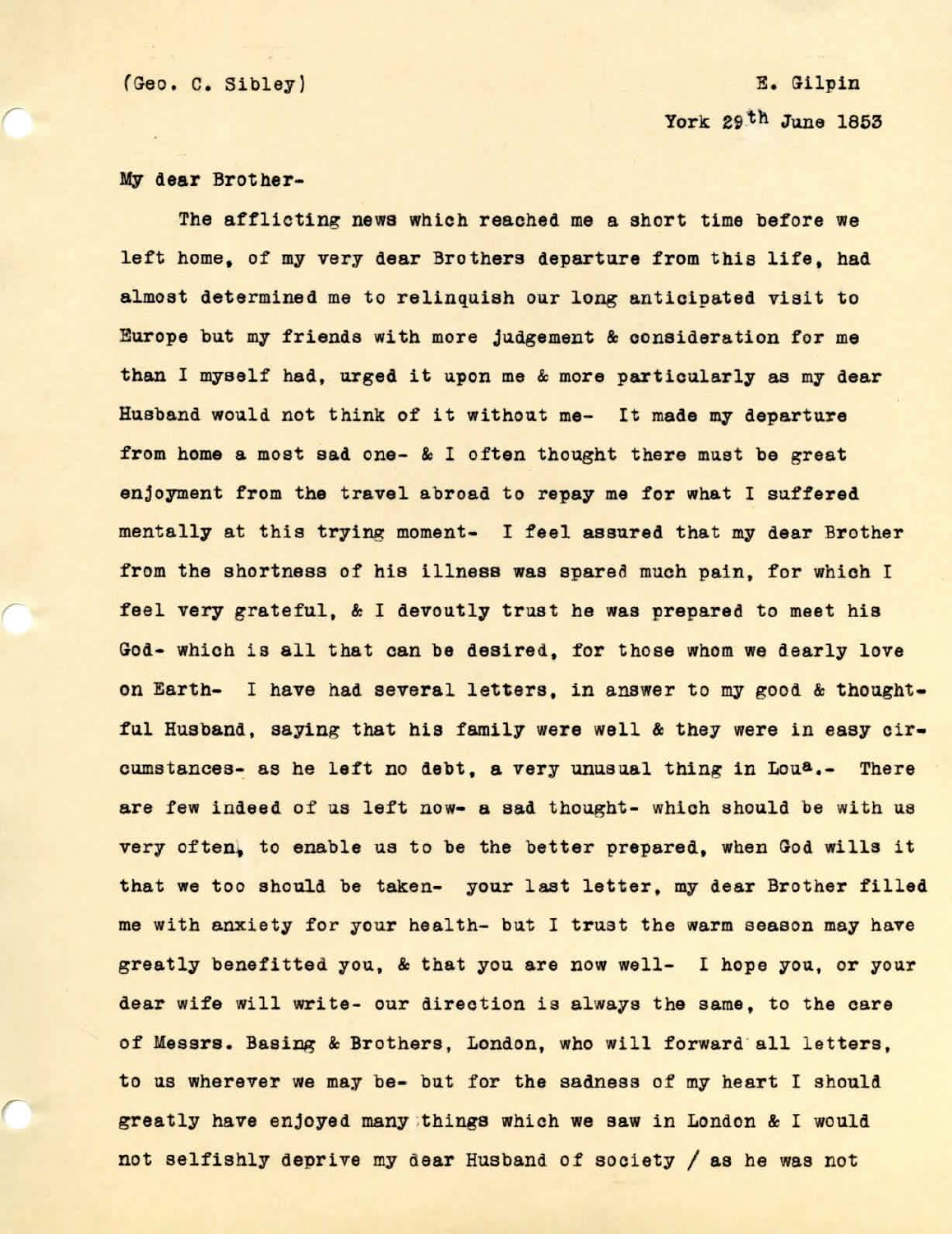(Geo. C. Sibley) E. Gilpin

York 29th June 1853

My dear Brother-

The afflicting news which reached me a short time before we left home, of my very dear Brothers departure from this life, had almost determined me to relinquish our long anticipated visit to Europe but my friends with more judgement & consideration for me than I myself had, urged it upon me & more particularly as my dear Husband would not think of it without me- It made my departure from home a most sad one- & I often thought there must be great enjoyment from the travel abroad to repay me for what I suffered mentally at this trying moment- I feel assured that my dear Brother from the shortness of his illness was spared much pain, for which I feel very grateful, & I devoutly trust he was prepared to meet his God- which is all that can be desired, for those whom we dearly love on Earth- I have had several letters, in answer to my good & thoughtful Husband, saying that his family were well & they were in easy circumstances- as he left no debt, a very unusual thing in Loua.- There are few indeed of us left now- a sad thought- which should be with us very often, to enable us to be the better prepared, when God wills it that we too should be taken- your last letter, my dear Brother filled me with anxiety for your health- but I trust the warm season may have greatly benefitted you, & that you are now well- I hope you, or your dear wife will write- our direction is always the same, to the care of Messrs. Basing & Brothers, London, who will forward all letters, to us wherever we may be- but for the sadness of my heart I should greatly have enjoyed many things which we saw in London & I would not selfishly deprive my dear Husband of society / as he was not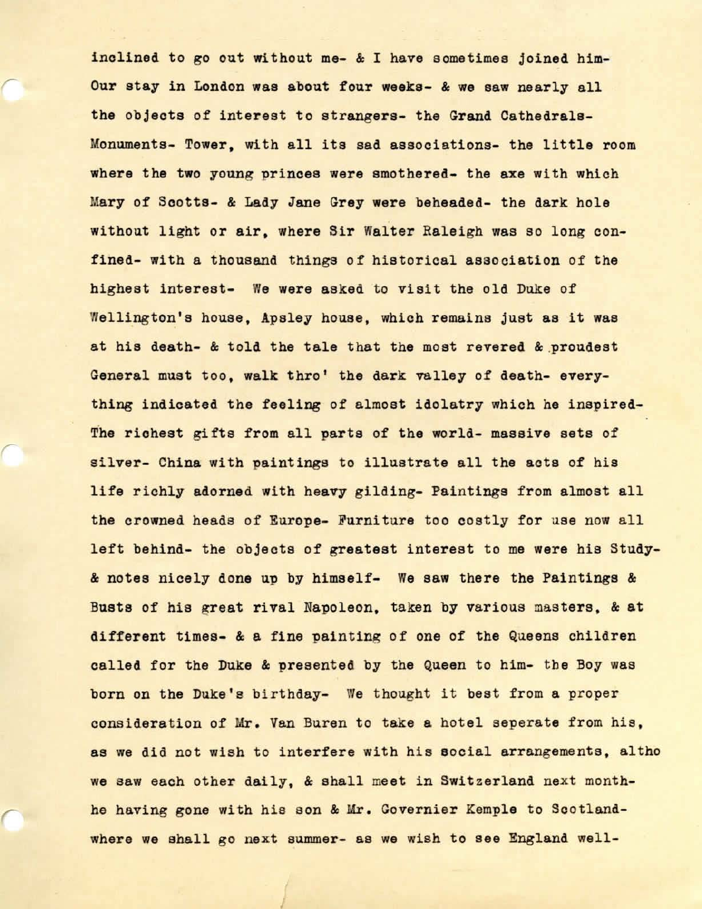inclined to go out without me- & I have sometimes joined him- Our stay in London was about four weeks- & we saw nearly all the objects of interest to strangers- the Grand Cathedrals- Monuments- Tower, with all its sad associations- the little room where the two young princes were smothered- the axe with which Mary of Scotts- & Lady Jane Grey were beheaded- the dark hole without light or air, where Sir Walter Raleigh was so long confined- with a thousand things of historical association of the highest interest- We were asked to visit the old Duke of Wellington's house, Apsley house, which remains just as it was at his death- & told the tale that the most revered & proudest General must too, walk thro' the dark valley of death- everything indicated the feeling of almost idolatry which he inspired- The richest gifts from all parts of the world- massive sets of silver- China with paintings to illustrate all the acts of his life richly adorned with heavy gilding- Paintings from almost all the crowned heads of Europe- Furniture too costly for use now all left behind- the objects of greatest interest to me were his Study- & notes nicely done up by himself- We saw there the Paintings & Busts of his great rival Napoleon, taken by various masters, & at different times- & a fine painting of one of the Queens children called for the Duke & presented by the Queen to him- the Boy was born on the Duke's birthday- We thought it best from a proper consideration of Mr. Van Buren to take a hotel seperate from his, as we did not wish to interfere with his social arrangements, altho we saw each other daily, & shall meet in Switzerland next month- he having gone with his son & Mr. Governier Kemple to Scotland- where we shall go next summer- as we wish to see England well-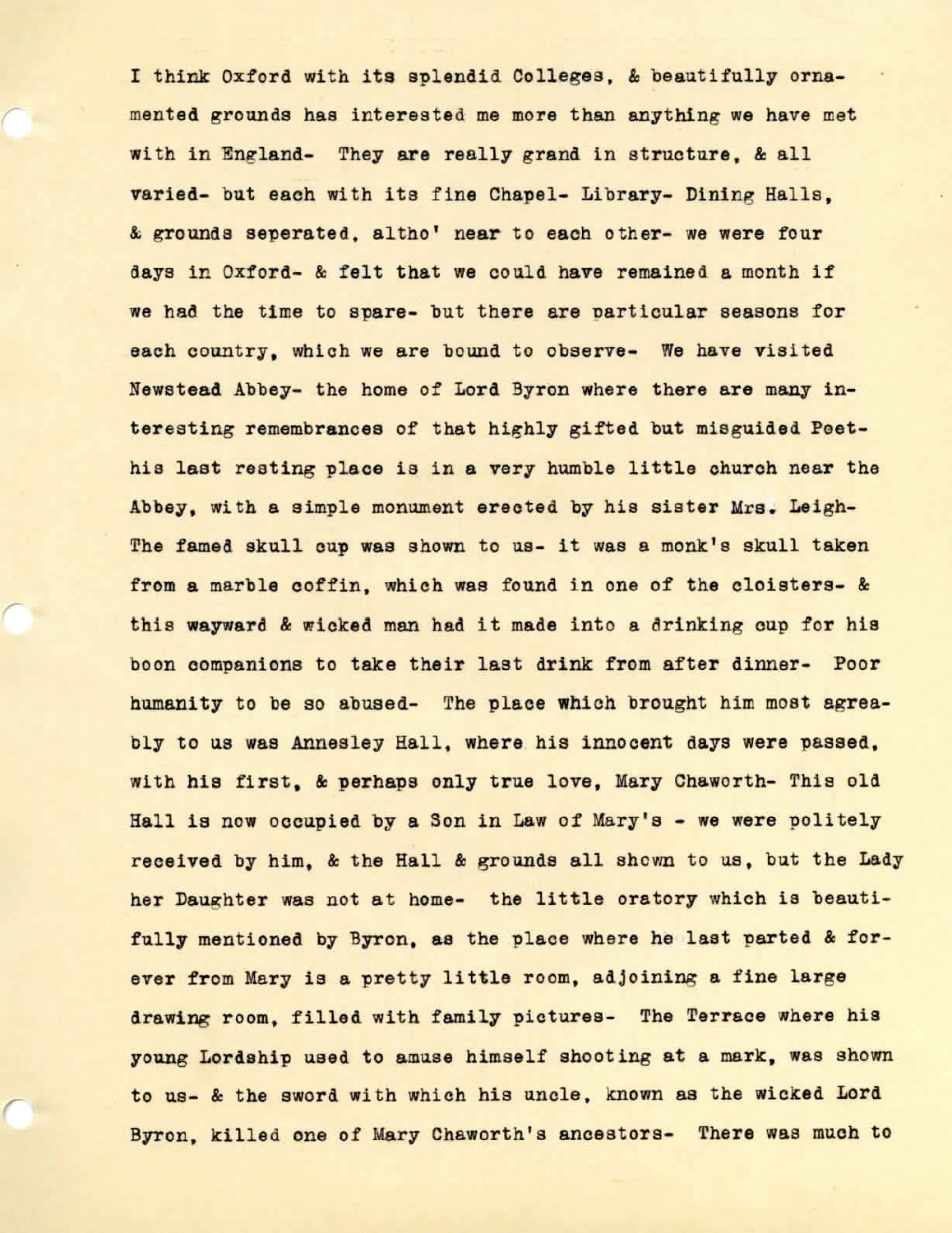I think Oxford with its splendid Colleges, & beautifully ornamented grounds has interested me more than anything we have met with in England- They are really grand in structure, & all varied- but each with its fine Chapel- Library- Dining Halls, & grounds seperated, altho' near to each other- we were four days in Oxford- & felt that we could have remained a month if we had the time to spare- but there are particular seasons for each country, which we are bound to observe- We have visited Newstead Abbey- the home of Lord Byron where there are many interesting remembrances of that highly gifted but misguided Poet- his last resting place is in a very humble little church near the Abbey, with a simple monument erected by his sister Mrs. Leigh- The famed skull cup was shown to us- it was a monk's skull taken from a marble coffin, which was found in one of the cloisters- & this wayward & wicked man had it made into a drinking cup for his boon companions to take their last drink from after dinner- Poor humanity to be so abused- The place which brought him most agreeably to us was Annesley Hall, where his innocent days were passed, with his first, & perhaps only true love, Mary Chaworth- This old Hall is now occupied by a Son in Law of Mary's - we were politely received by him, & the Hall & grounds all shown to us, but the Lady her Daughter was not at home- the little oratory which is beautifully mentioned by Byron, as the place where he last parted & forever from Mary is a pretty little room, adjoining a fine large drawing room, filled with family pictures- The Terrace where his young Lordship used to amuse himself shooting at a mark, was shown to us- & the sword with which his uncle, known as the wicked Lord Byron, killed one of Mary Chaworth's ancestors- There was much to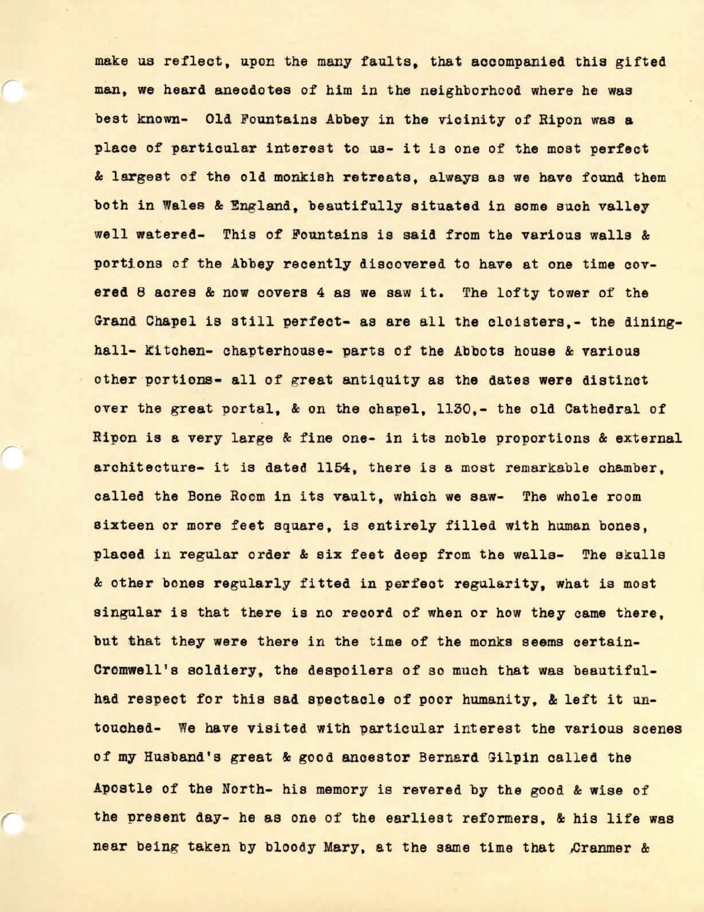make us reflect, upon the many faults, that accompanied this gifted man, we heard anecdotes of him in the neighborhood where he was best known- Old Fountains Abbey in the vicinity of Ripon was a place of particular interest to us- it is one of the most perfect & largest of the old monkish retreats, always as we have found them both in Wales & England, beautifully situated in some such valley well watered- This of Fountains is said from the various walls & portions of the Abbey recently discovered to have at one time covered 8 acres & now covers 4 as we saw it. The lofty tower of the Grand Chapel is still perfect- as are all the cloisters,- the dining-hall- Kitchen- chapterhouse- parts of the Abbots house & various other portions- all of great antiquity as the dates were distinct over the great portal, & on the chapel, 1130,- the old Cathedral of Ripon is a very large & fine one- in its noble proportions & external architecture- it is dated 1154, there is a most remarkable chamber, called the Bone Room in its vault, which we saw- The whole room sixteen or more feet square, is entirely filled with human bones, placed in regular order & six feet deep from the walls- The skulls & other bones regularly fitted in perfect regularity, what is most singular is that there is no record of when or how they came there, but that they were there in the time of the monks seems certain- Cromwell's soldiery, the despoilers of so much that was beautiful- had respect for this sad spectacle of poor humanity, & left it untouched- We have visited with particular interest the various scenes of my Husband's great & good ancestor Bernard Gilpin called the Apostle of the North- his memory is revered by the good & wise of the present day- he as one of the earliest reformers, & his life was near being taken by bloody Mary, at the same time that Cranmer &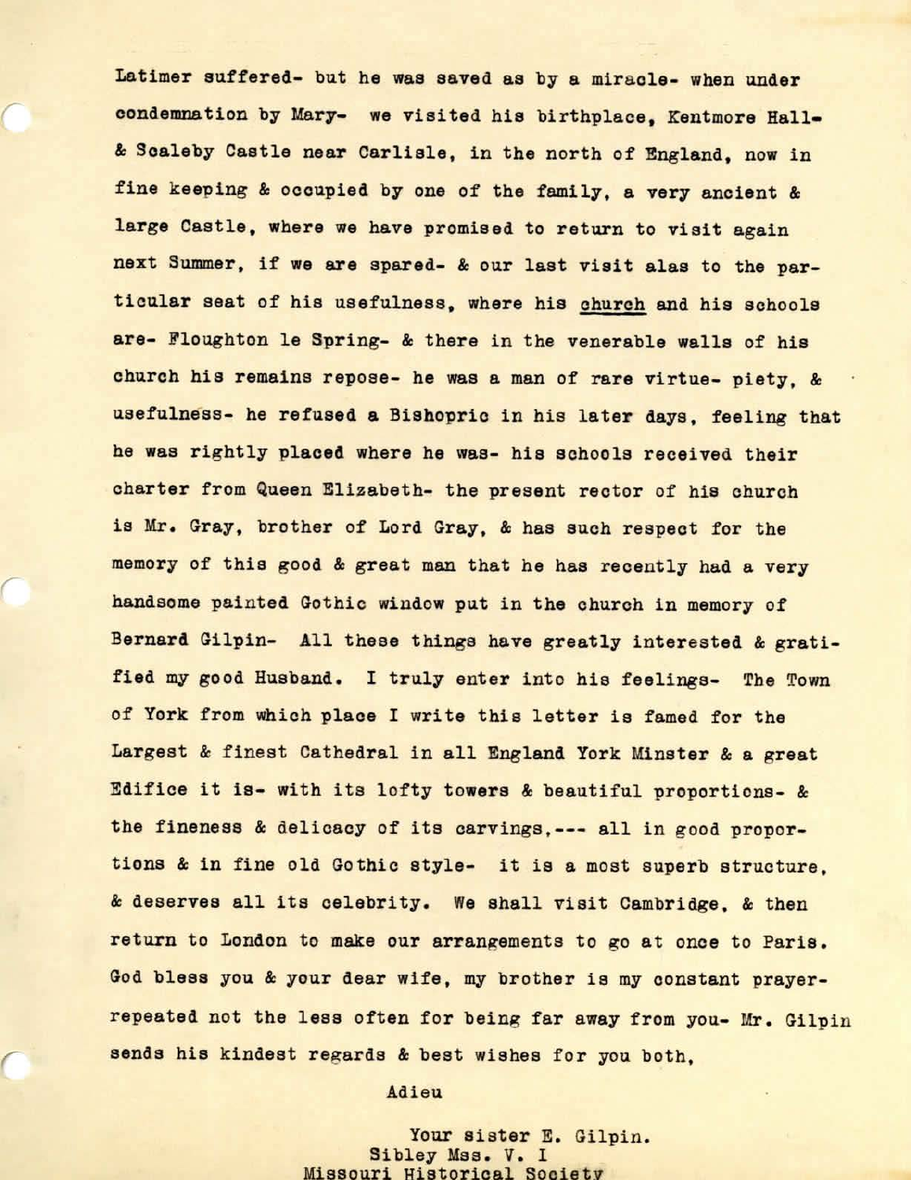Latimer suffered- but he was saved as by a miracle- when under condemnation by Mary- we visited his birthplace, Kentmore Hall- & Scaleby Castle near Carlisle, in the north of England, now in fine keeping & occupied by one of the family, a very ancient & large Castle, where we have promised to return to visit again next Summer, if we are spared- & our last visit alas to the particular seat of his usefulness, where his church and his schools are- Floughton le Spring- & there in the venerable walls of his church his remains repose- he was a man of rare virtue- piety, & usefulness- he refused a Bishopric in his later days, feeling that he was rightly placed where he was- his schools received their charter from Queen Elizabeth- the present rector of his church is Mr. Gray, brother of Lord Gray, & has such respect for the memory of this good & great man that he has recently had a very handsome painted Gothic window put in the church in memory of Bernard Gilpin- All these things have greatly interested & gratified my good Husband. I truly enter into his feelings- The Town of York from which place I write this letter is famed for the Largest & finest Cathedral in all England York Minster & a great Edifice it is- with its lofty towers & beautiful proportions- & the fineness & delicacy of its carvings,--- all in good proportions & in fine old Gothic style- it is a most superb structure, & deserves all its celebrity. We shall visit Cambridge, & then return to London to make our arrangements to go at once to Paris. God bless you & your dear wife, my brother is my constant prayer- repeated not the less often for being far away from you- Mr. Gilpin sends his kindest regards & best wishes for you both,

Adieu

Your sister E. Gilpin.

Sibley Mss. V. I
Missouri Historical Society